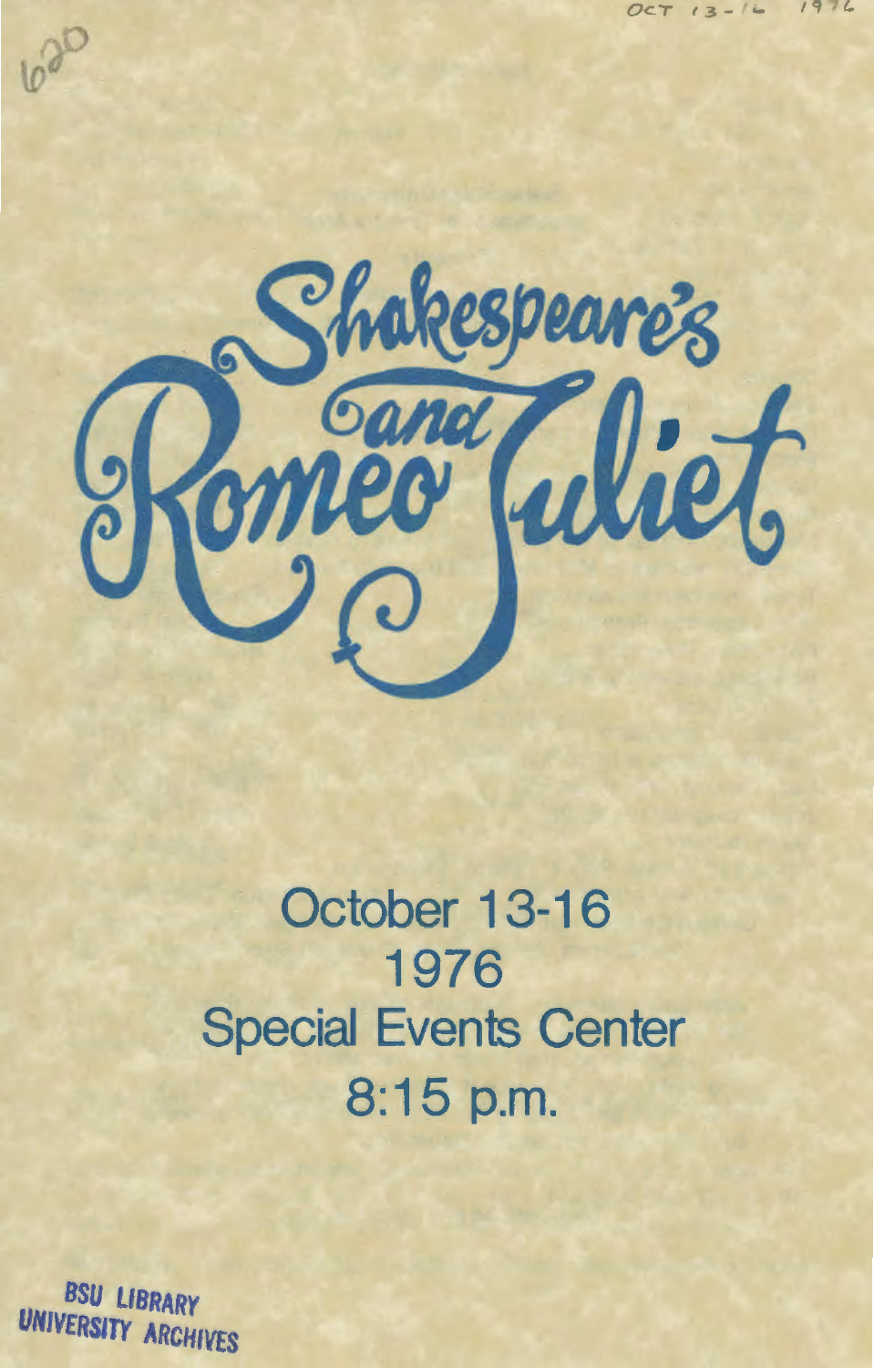# Shakespeare's Romeo and Juliet

October 13-16

1976

Special Events Center

8:15 p.m.

BSU LIBRARY
UNIVERSITY ARCHIVES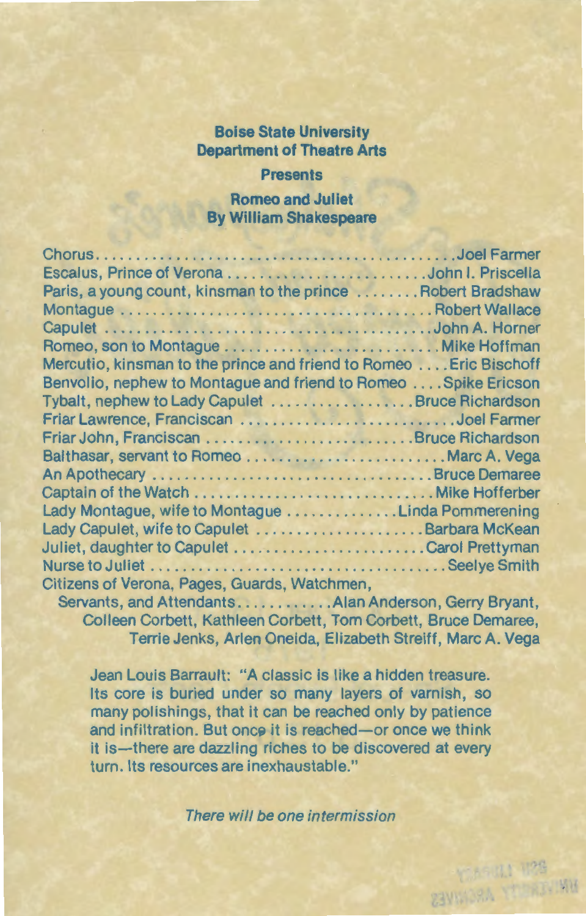**Boise State University**
**Department of Theatre Arts**

**Presents**

**Romeo and Juliet**
**By William Shakespeare**

Chorus . . . . . . . . . . . . . . . . . . . . . . . . . . . . . . . . . . . . . . . . . . . . Joel Farmer
Escalus, Prince of Verona . . . . . . . . . . . . . . . . . . . . . . . . . John I. Priscella
Paris, a young count, kinsman to the prince . . . . . . . . Robert Bradshaw
Montague . . . . . . . . . . . . . . . . . . . . . . . . . . . . . . . . . . . . . . Robert Wallace
Capulet . . . . . . . . . . . . . . . . . . . . . . . . . . . . . . . . . . . . . . . . John A. Horner
Romeo, son to Montague . . . . . . . . . . . . . . . . . . . . . . . . . . Mike Hoffman
Mercutio, kinsman to the prince and friend to Romeo . . . . Eric Bischoff
Benvolio, nephew to Montague and friend to Romeo . . . . Spike Ericson
Tybalt, nephew to Lady Capulet . . . . . . . . . . . . . . . . . . Bruce Richardson
Friar Lawrence, Franciscan . . . . . . . . . . . . . . . . . . . . . . . . . . . Joel Farmer
Friar John, Franciscan . . . . . . . . . . . . . . . . . . . . . . . . . . Bruce Richardson
Balthasar, servant to Romeo . . . . . . . . . . . . . . . . . . . . . . . . . Marc A. Vega
An Apothecary . . . . . . . . . . . . . . . . . . . . . . . . . . . . . . . . . . Bruce Demaree
Captain of the Watch . . . . . . . . . . . . . . . . . . . . . . . . . . . . . Mike Hofferber
Lady Montague, wife to Montague . . . . . . . . . . . . . . Linda Pommerening
Lady Capulet, wife to Capulet . . . . . . . . . . . . . . . . . . . . . Barbara McKean
Juliet, daughter to Capulet . . . . . . . . . . . . . . . . . . . . . . . . Carol Prettyman
Nurse to Juliet . . . . . . . . . . . . . . . . . . . . . . . . . . . . . . . . . . . . . Seelye Smith
Citizens of Verona, Pages, Guards, Watchmen,
Servants, and Attendants . . . . . . . . . . . Alan Anderson, Gerry Bryant,
Colleen Corbett, Kathleen Corbett, Tom Corbett, Bruce Demaree,
Terrie Jenks, Arlen Oneida, Elizabeth Streiff, Marc A. Vega

Jean Louis Barrault: "A classic is like a hidden treasure. Its core is buried under so many layers of varnish, so many polishings, that it can be reached only by patience and infiltration. But once it is reached—or once we think it is—there are dazzling riches to be discovered at every turn. Its resources are inexhaustible."

*There will be one intermission*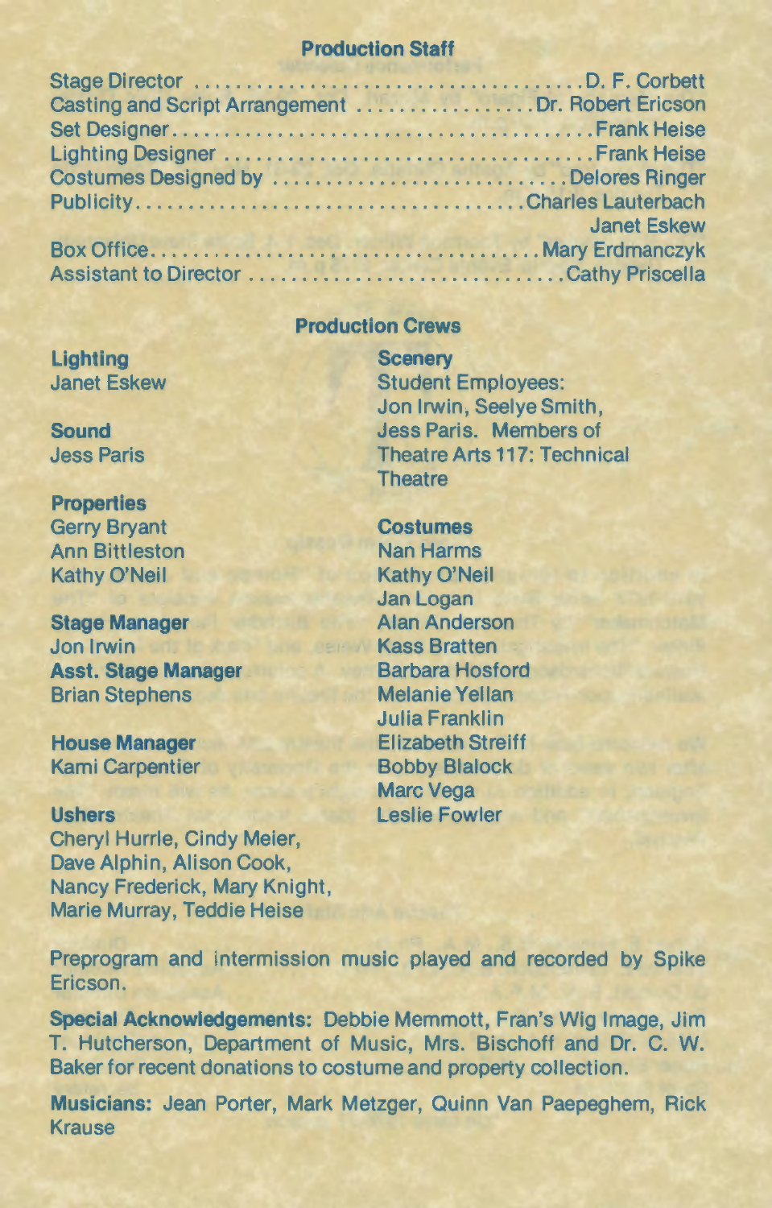## Production Staff

| | |
|---|---|
| Stage Director | D. F. Corbett |
| Casting and Script Arrangement | Dr. Robert Ericson |
| Set Designer | Frank Heise |
| Lighting Designer | Frank Heise |
| Costumes Designed by | Delores Ringer |
| Publicity | Charles Lauterbach<br>Janet Eskew |
| Box Office | Mary Erdmanczyk |
| Assistant to Director | Cathy Priscella |

## Production Crews

**Lighting**
Janet Eskew

**Sound**
Jess Paris

**Properties**
Gerry Bryant
Ann Bittleston
Kathy O'Neil

**Stage Manager**
Jon Irwin

**Asst. Stage Manager**
Brian Stephens

**House Manager**
Kami Carpentier

**Ushers**
Cheryl Hurrle, Cindy Meier, Dave Alphin, Alison Cook, Nancy Frederick, Mary Knight, Marie Murray, Teddie Heise

**Scenery**
Student Employees: Jon Irwin, Seelye Smith, Jess Paris. Members of Theatre Arts 117: Technical Theatre

**Costumes**
Nan Harms
Kathy O'Neil
Jan Logan
Alan Anderson
Kass Bratten
Barbara Hosford
Melanie Yellan
Julia Franklin
Elizabeth Streiff
Bobby Blalock
Marc Vega
Leslie Fowler

Preprogram and intermission music played and recorded by Spike Ericson.

**Special Acknowledgements:** Debbie Memmott, Fran's Wig Image, Jim T. Hutcherson, Department of Music, Mrs. Bischoff and Dr. C. W. Baker for recent donations to costume and property collection.

**Musicians:** Jean Porter, Mark Metzger, Quinn Van Paepeghem, Rick Krause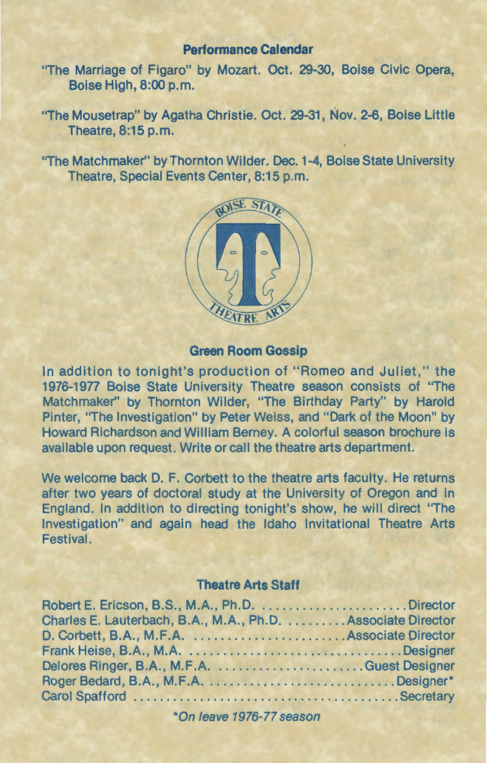## Performance Calendar

"The Marriage of Figaro" by Mozart. Oct. 29-30, Boise Civic Opera, Boise High, 8:00 p.m.

"The Mousetrap" by Agatha Christie. Oct. 29-31, Nov. 2-6, Boise Little Theatre, 8:15 p.m.

"The Matchmaker" by Thornton Wilder. Dec. 1-4, Boise State University Theatre, Special Events Center, 8:15 p.m.

## Green Room Gossip

In addition to tonight's production of "Romeo and Juliet," the 1976-1977 Boise State University Theatre season consists of "The Matchmaker" by Thornton Wilder, "The Birthday Party" by Harold Pinter, "The Investigation" by Peter Weiss, and "Dark of the Moon" by Howard Richardson and William Berney. A colorful season brochure is available upon request. Write or call the theatre arts department.

We welcome back D. F. Corbett to the theatre arts faculty. He returns after two years of doctoral study at the University of Oregon and in England. In addition to directing tonight's show, he will direct "The Investigation" and again head the Idaho Invitational Theatre Arts Festival.

## Theatre Arts Staff

Robert E. Ericson, B.S., M.A., Ph.D. .......................Director
Charles E. Lauterbach, B.A., M.A., Ph.D. .........Associate Director
D. Corbett, B.A., M.F.A. .......................Associate Director
Frank Heise, B.A., M.A. ...............................Designer
Delores Ringer, B.A., M.F.A. .......................Guest Designer
Roger Bedard, B.A., M.F.A. ...........................Designer*
Carol Spafford .......................................Secretary

*\*On leave 1976-77 season*